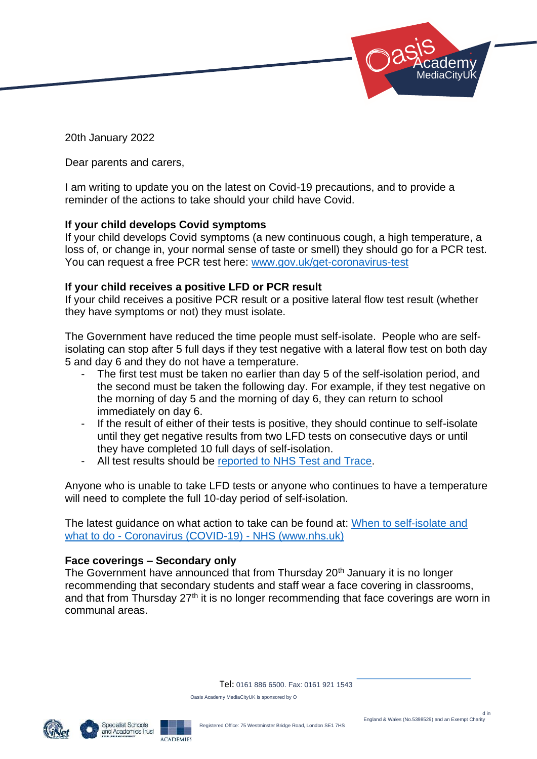20th January 2022

Dear parents and carers,

I am writing to update you on the latest on Covid-19 precautions, and to provide a reminder of the actions to take should your child have Covid.

**If your child develops Covid symptoms**

If your child develops Covid symptoms (a new continuous cough, a high temperature, a loss of, or change in, your normal sense of taste or smell) they should go for a PCR test. You can request a free PCR test here: [www.gov.uk/get-coronavirus-test](www.gov.uk/get-coronavirus-test)

**If your child receives a positive LFD or PCR result**

If your child receives a positive PCR result or a positive lateral flow test result (whether they have symptoms or not) they must isolate.

The Government have reduced the time people must self-isolate. People who are self-isolating can stop after 5 full days if they test negative with a lateral flow test on both day 5 and day 6 and they do not have a temperature.

- The first test must be taken no earlier than day 5 of the self-isolation period, and the second must be taken the following day. For example, if they test negative on the morning of day 5 and the morning of day 6, they can return to school immediately on day 6.
- If the result of either of their tests is positive, they should continue to self-isolate until they get negative results from two LFD tests on consecutive days or until they have completed 10 full days of self-isolation.
- All test results should be reported to NHS Test and Trace.

Anyone who is unable to take LFD tests or anyone who continues to have a temperature will need to complete the full 10-day period of self-isolation.

The latest guidance on what action to take can be found at: When to self-isolate and what to do - Coronavirus (COVID-19) - NHS (www.nhs.uk)

**Face coverings – Secondary only**

The Government have announced that from Thursday 20th January it is no longer recommending that secondary students and staff wear a face covering in classrooms, and that from Thursday 27th it is no longer recommending that face coverings are worn in communal areas.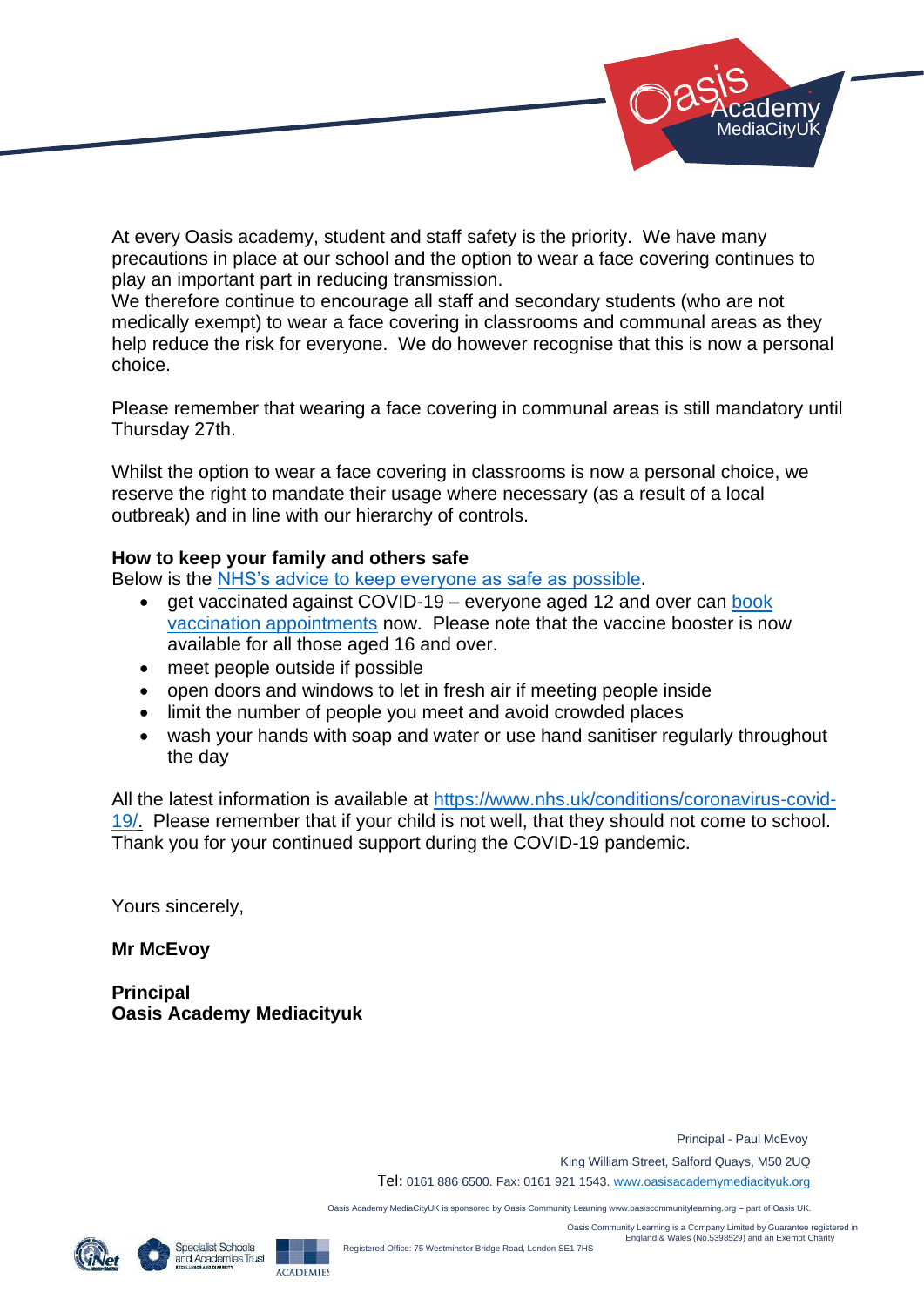At every Oasis academy, student and staff safety is the priority. We have many precautions in place at our school and the option to wear a face covering continues to play an important part in reducing transmission.
We therefore continue to encourage all staff and secondary students (who are not medically exempt) to wear a face covering in classrooms and communal areas as they help reduce the risk for everyone. We do however recognise that this is now a personal choice.

Please remember that wearing a face covering in communal areas is still mandatory until Thursday 27th.

Whilst the option to wear a face covering in classrooms is now a personal choice, we reserve the right to mandate their usage where necessary (as a result of a local outbreak) and in line with our hierarchy of controls.

**How to keep your family and others safe**
Below is the NHS's advice to keep everyone as safe as possible.

- get vaccinated against COVID-19 – everyone aged 12 and over can book vaccination appointments now. Please note that the vaccine booster is now available for all those aged 16 and over.
- meet people outside if possible
- open doors and windows to let in fresh air if meeting people inside
- limit the number of people you meet and avoid crowded places
- wash your hands with soap and water or use hand sanitiser regularly throughout the day

All the latest information is available at https://www.nhs.uk/conditions/coronavirus-covid-19/. Please remember that if your child is not well, that they should not come to school. Thank you for your continued support during the COVID-19 pandemic.

Yours sincerely,

**Mr McEvoy**

**Principal**
**Oasis Academy Mediacityuk**

Principal - Paul McEvoy
King William Street, Salford Quays, M50 2UQ
Tel: 0161 886 6500. Fax: 0161 921 1543. www.oasisacademymediacityuk.org

Oasis Academy MediaCityUK is sponsored by Oasis Community Learning www.oasiscommunitylearning.org – part of Oasis UK.
Oasis Community Learning is a Company Limited by Guarantee registered in England & Wales (No.5398529) and an Exempt Charity
Registered Office: 75 Westminster Bridge Road, London SE1 7HS